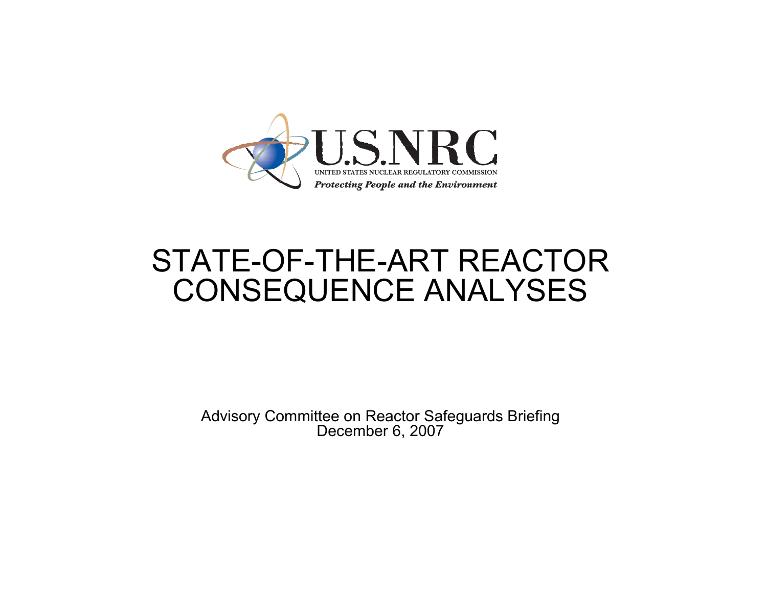U.S.NRC

UNITED STATES NUCLEAR REGULATORY COMMISSION

*Protecting People and the Environment*

# STATE-OF-THE-ART REACTOR CONSEQUENCE ANALYSES

Advisory Committee on Reactor Safeguards Briefing
December 6, 2007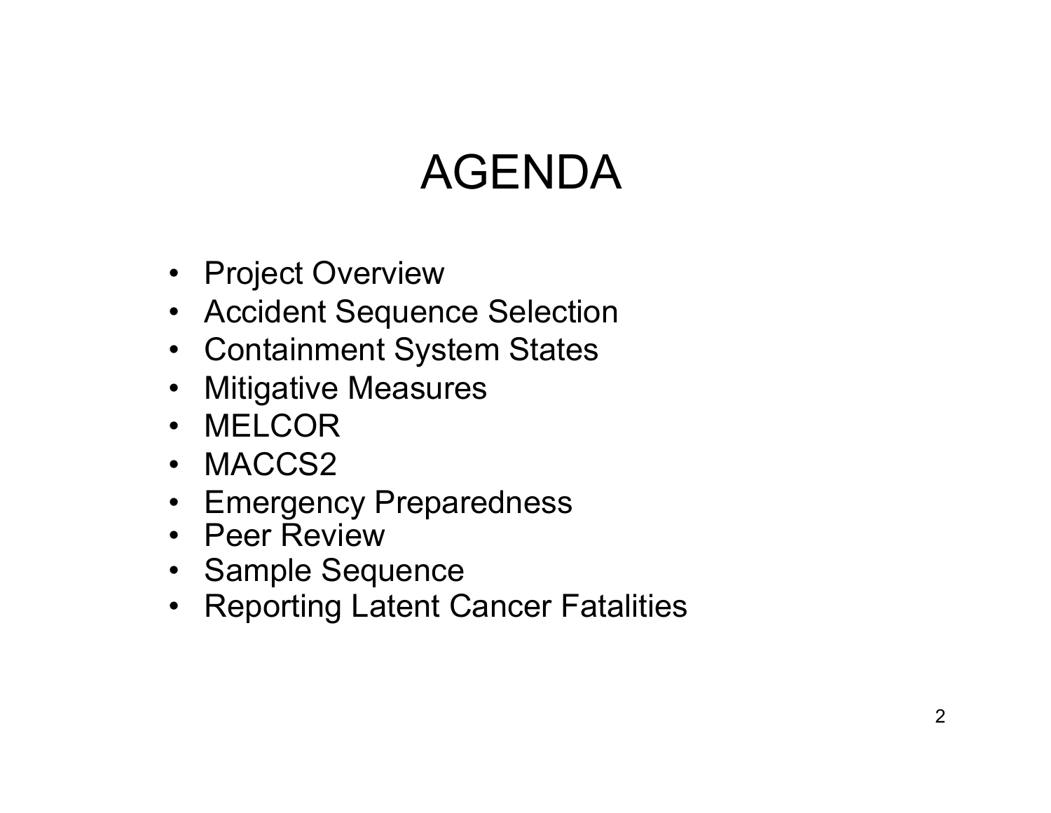# AGENDA

- Project Overview
- Accident Sequence Selection
- Containment System States
- Mitigative Measures
- MELCOR
- MACCS2
- Emergency Preparedness
- Peer Review
- Sample Sequence
- Reporting Latent Cancer Fatalities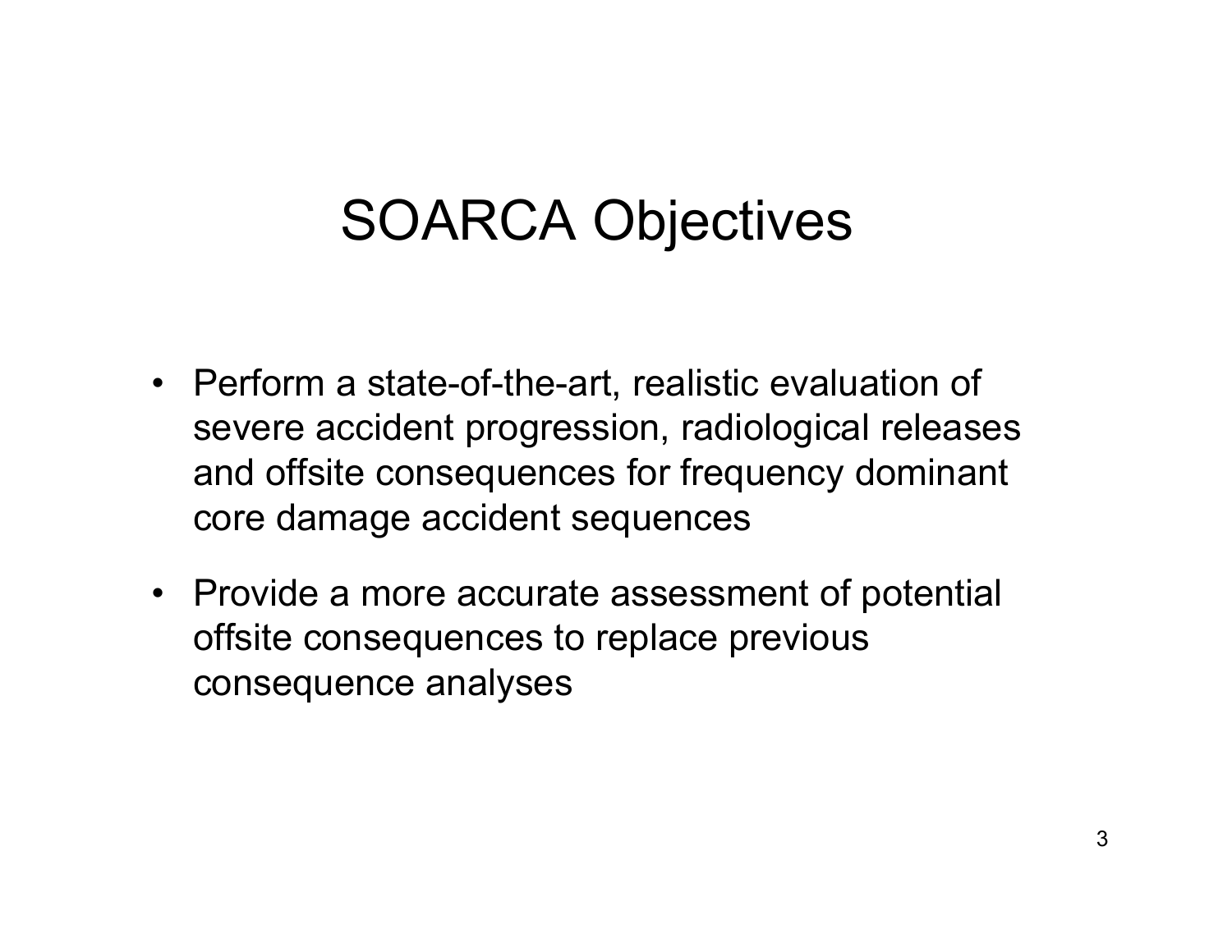# SOARCA Objectives

- Perform a state-of-the-art, realistic evaluation of severe accident progression, radiological releases and offsite consequences for frequency dominant core damage accident sequences
- Provide a more accurate assessment of potential offsite consequences to replace previous consequence analyses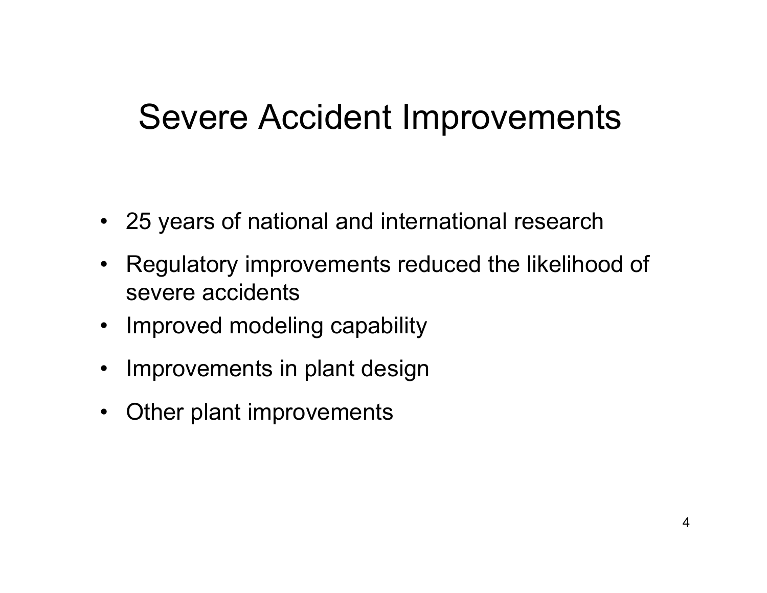# Severe Accident Improvements

- 25 years of national and international research
- Regulatory improvements reduced the likelihood of severe accidents
- Improved modeling capability
- Improvements in plant design
- Other plant improvements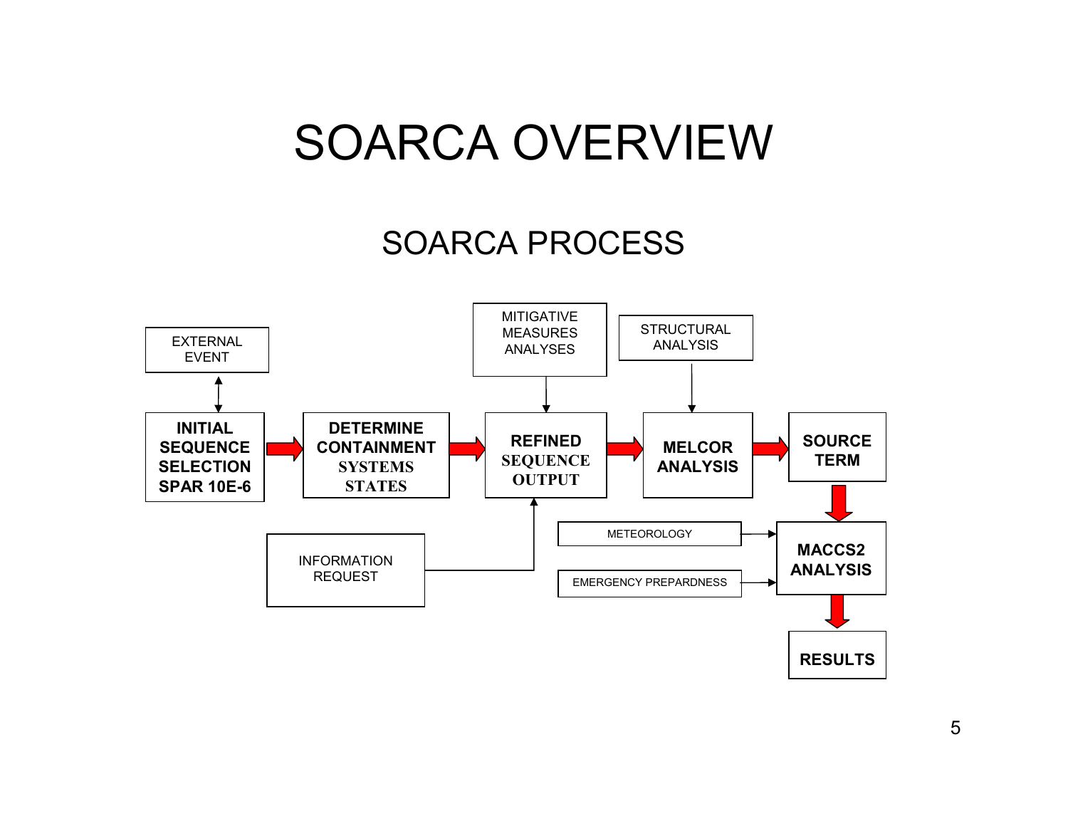# SOARCA OVERVIEW

## SOARCA PROCESS

EXTERNAL EVENT

**INITIAL SEQUENCE SELECTION SPAR 10E-6**

**DETERMINE CONTAINMENT SYSTEMS STATES**

MITIGATIVE MEASURES ANALYSES

**REFINED SEQUENCE OUTPUT**

INFORMATION REQUEST

STRUCTURAL ANALYSIS

**MELCOR ANALYSIS**

**SOURCE TERM**

METEOROLOGY

EMERGENCY PREPARDNESS

**MACCS2 ANALYSIS**

**RESULTS**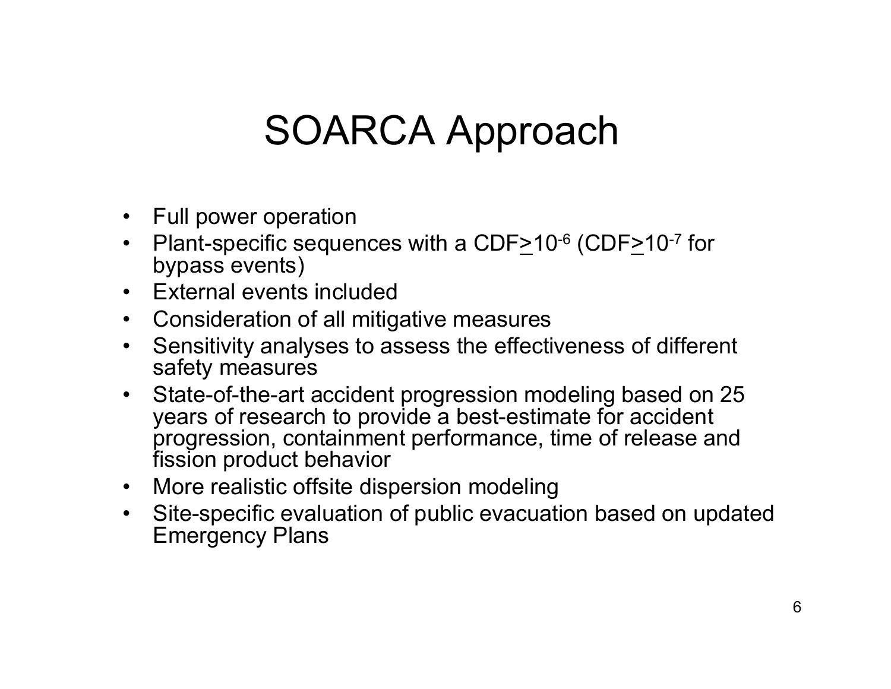# SOARCA Approach

- Full power operation
- Plant-specific sequences with a CDF $\geq 10^{-6}$ (CDF $\geq 10^{-7}$ for bypass events)
- External events included
- Consideration of all mitigative measures
- Sensitivity analyses to assess the effectiveness of different safety measures
- State-of-the-art accident progression modeling based on 25 years of research to provide a best-estimate for accident progression, containment performance, time of release and fission product behavior
- More realistic offsite dispersion modeling
- Site-specific evaluation of public evacuation based on updated Emergency Plans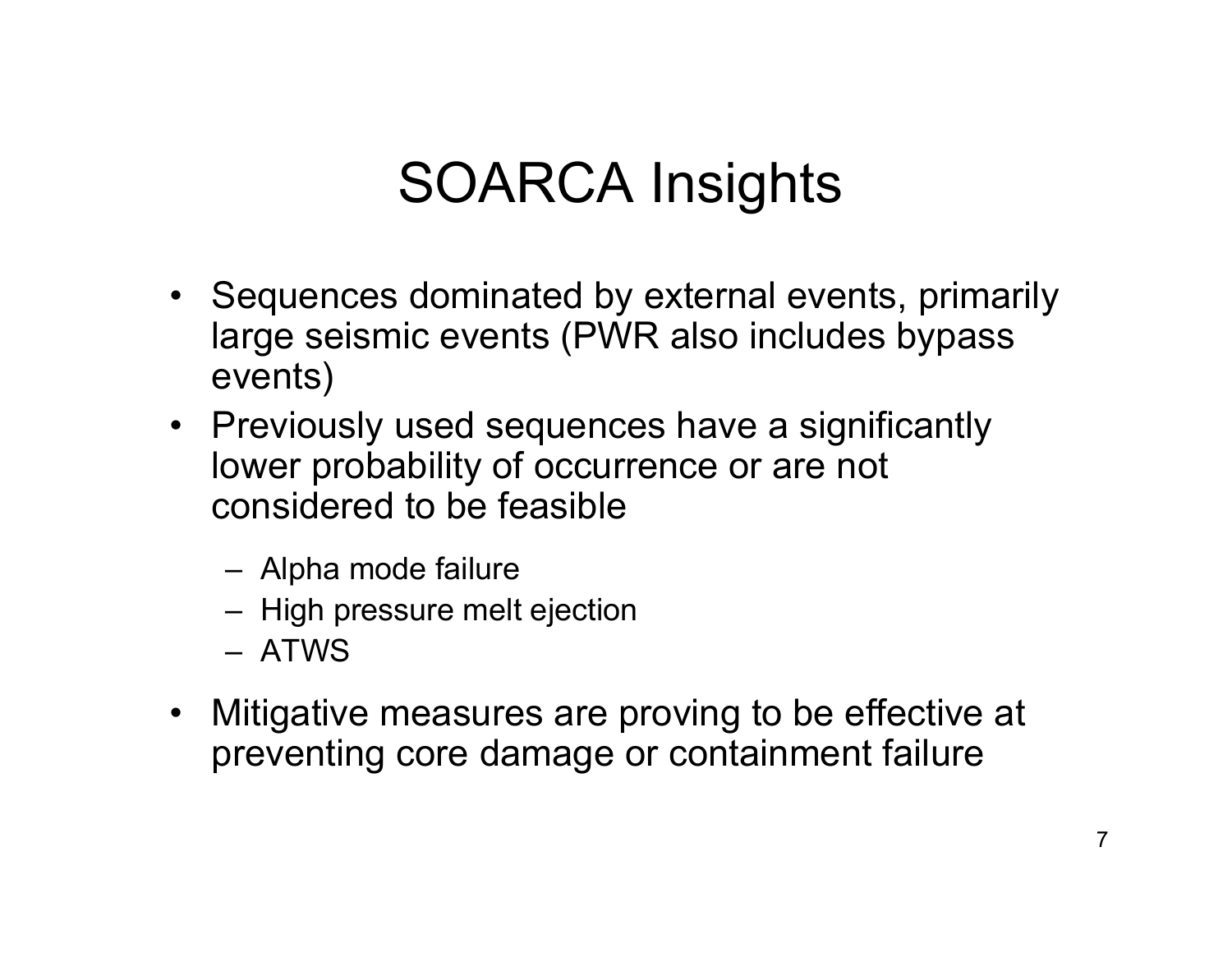# SOARCA Insights

- Sequences dominated by external events, primarily large seismic events (PWR also includes bypass events)
- Previously used sequences have a significantly lower probability of occurrence or are not considered to be feasible
  - Alpha mode failure
  - High pressure melt ejection
  - ATWS
- Mitigative measures are proving to be effective at preventing core damage or containment failure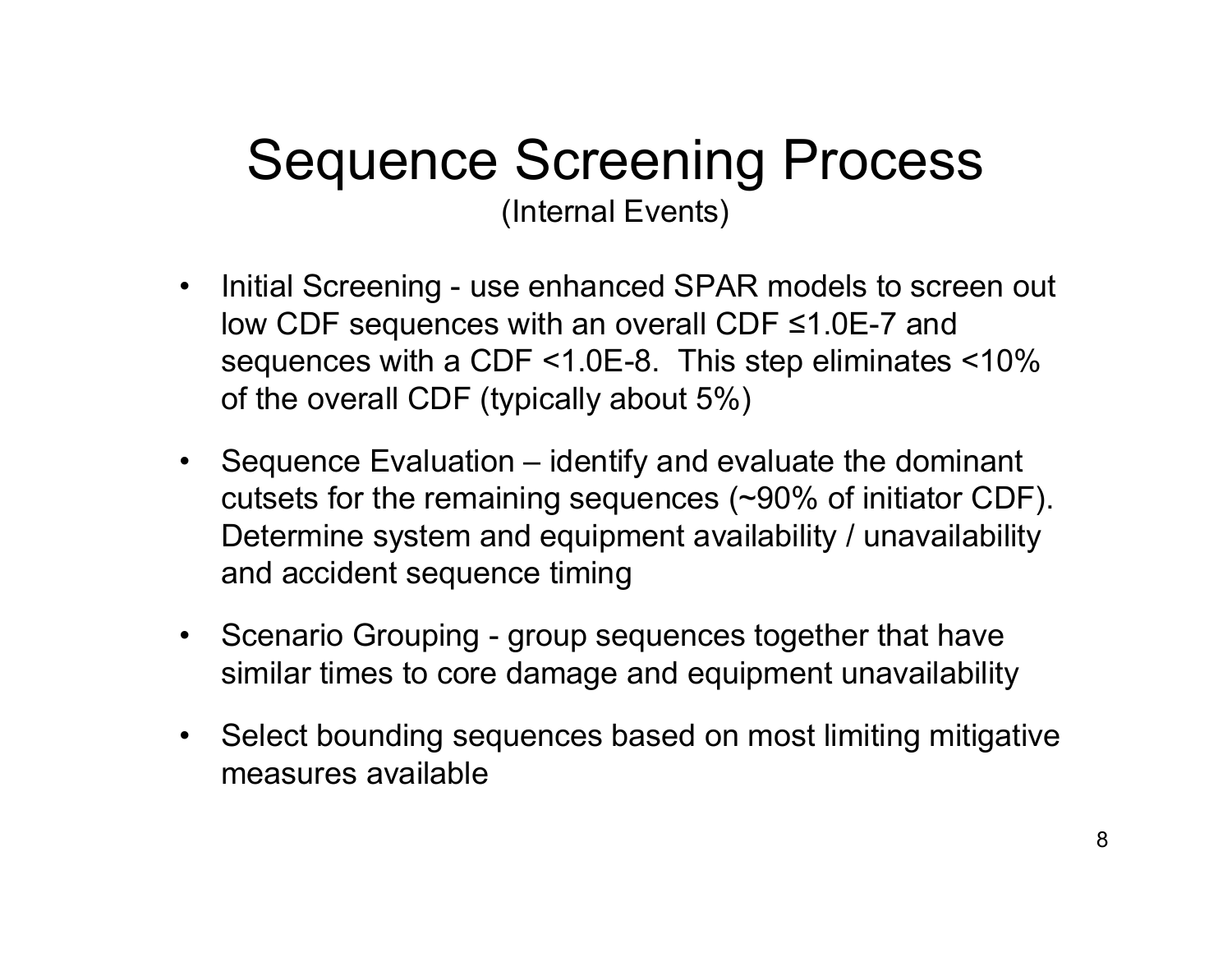# Sequence Screening Process

(Internal Events)

- Initial Screening - use enhanced SPAR models to screen out low CDF sequences with an overall CDF ≤1.0E-7 and sequences with a CDF <1.0E-8. This step eliminates <10% of the overall CDF (typically about 5%)
- Sequence Evaluation – identify and evaluate the dominant cutsets for the remaining sequences (~90% of initiator CDF). Determine system and equipment availability / unavailability and accident sequence timing
- Scenario Grouping - group sequences together that have similar times to core damage and equipment unavailability
- Select bounding sequences based on most limiting mitigative measures available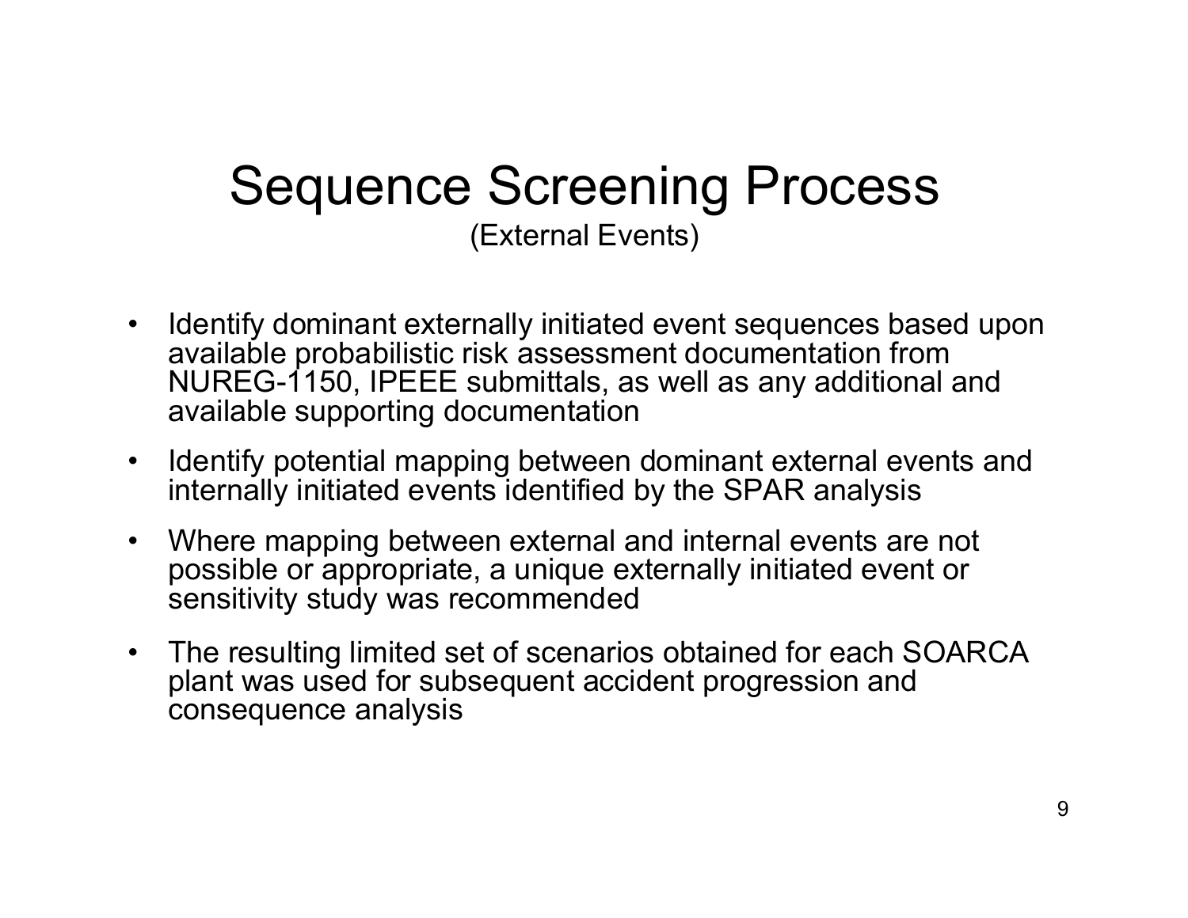# Sequence Screening Process

(External Events)

- Identify dominant externally initiated event sequences based upon available probabilistic risk assessment documentation from NUREG-1150, IPEEE submittals, as well as any additional and available supporting documentation
- Identify potential mapping between dominant external events and internally initiated events identified by the SPAR analysis
- Where mapping between external and internal events are not possible or appropriate, a unique externally initiated event or sensitivity study was recommended
- The resulting limited set of scenarios obtained for each SOARCA plant was used for subsequent accident progression and consequence analysis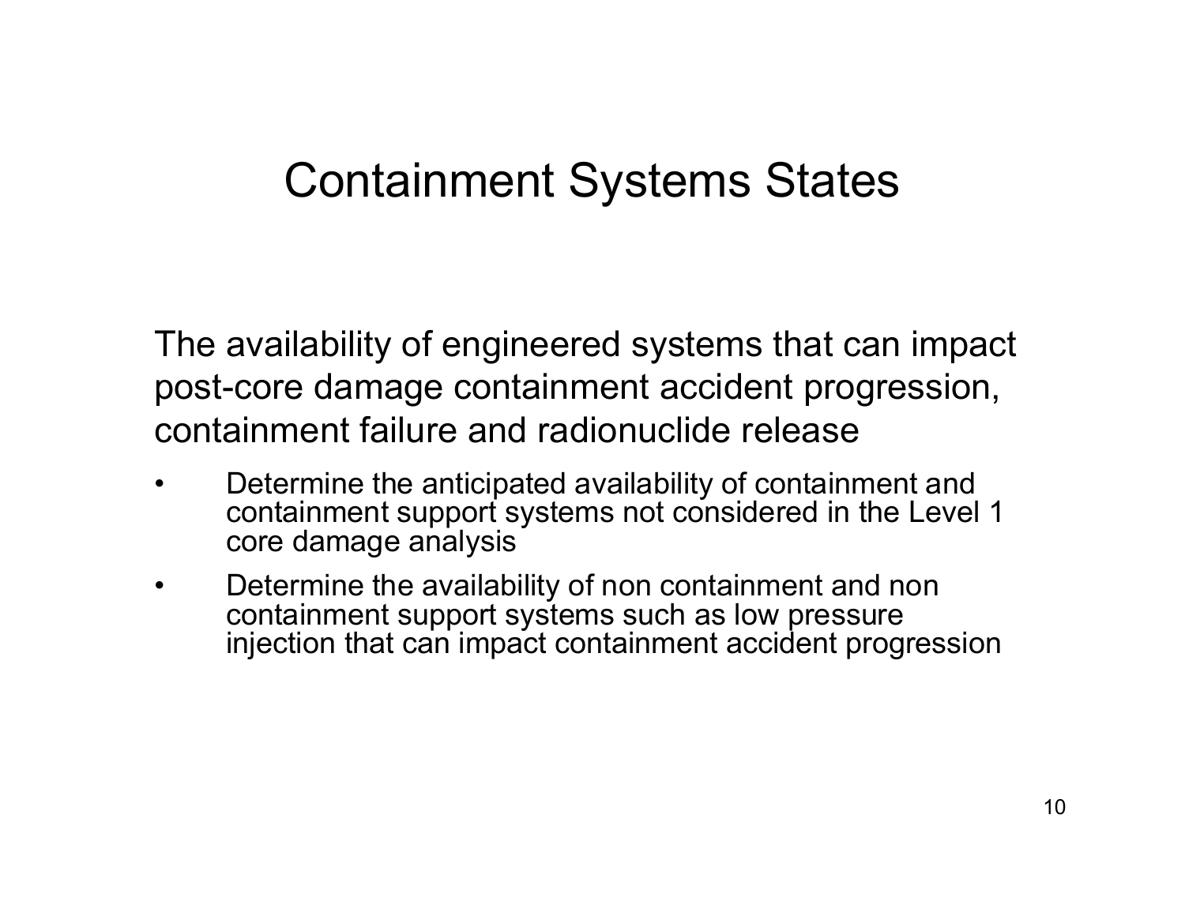# Containment Systems States

The availability of engineered systems that can impact post-core damage containment accident progression, containment failure and radionuclide release

- Determine the anticipated availability of containment and containment support systems not considered in the Level 1 core damage analysis
- Determine the availability of non containment and non containment support systems such as low pressure injection that can impact containment accident progression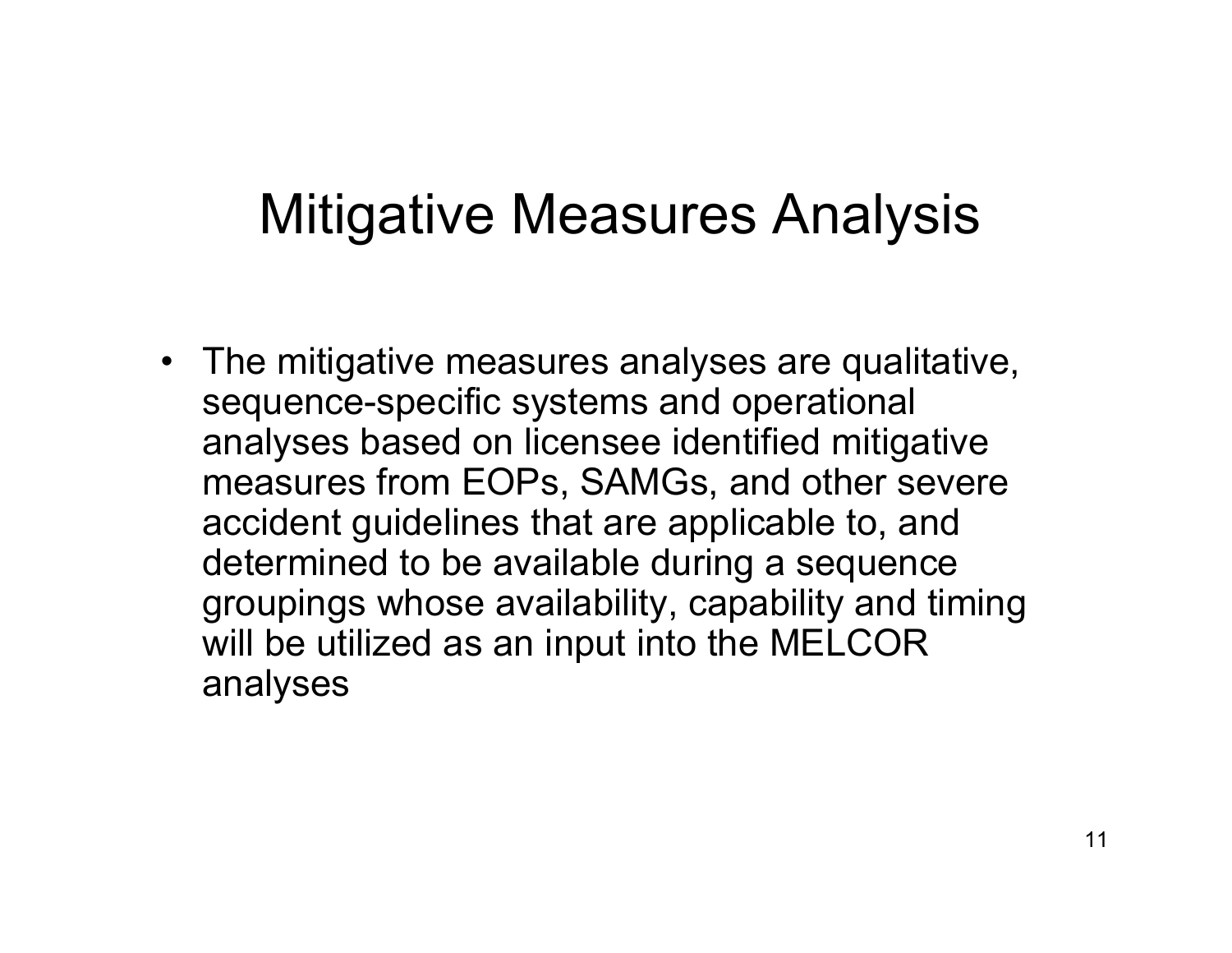# Mitigative Measures Analysis

- The mitigative measures analyses are qualitative, sequence-specific systems and operational analyses based on licensee identified mitigative measures from EOPs, SAMGs, and other severe accident guidelines that are applicable to, and determined to be available during a sequence groupings whose availability, capability and timing will be utilized as an input into the MELCOR analyses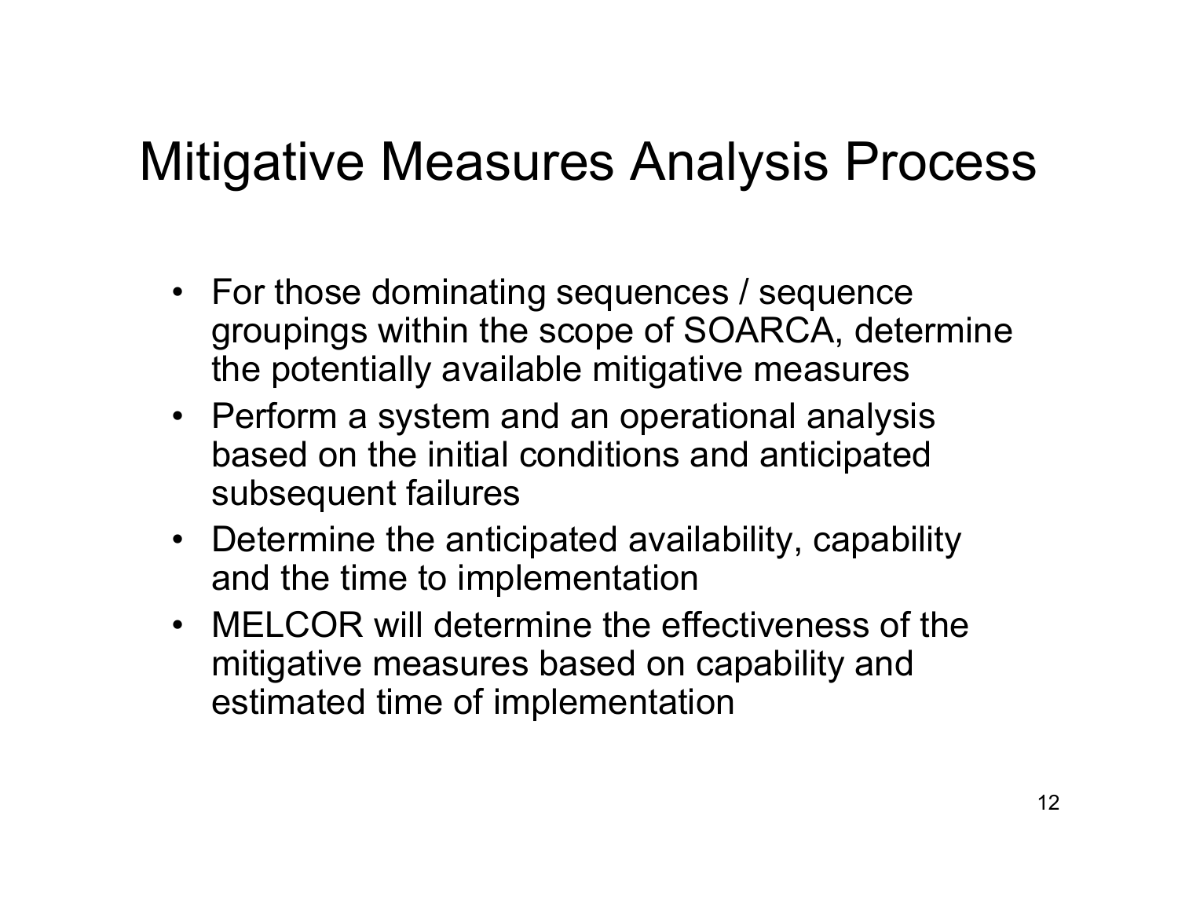# Mitigative Measures Analysis Process

- For those dominating sequences / sequence groupings within the scope of SOARCA, determine the potentially available mitigative measures
- Perform a system and an operational analysis based on the initial conditions and anticipated subsequent failures
- Determine the anticipated availability, capability and the time to implementation
- MELCOR will determine the effectiveness of the mitigative measures based on capability and estimated time of implementation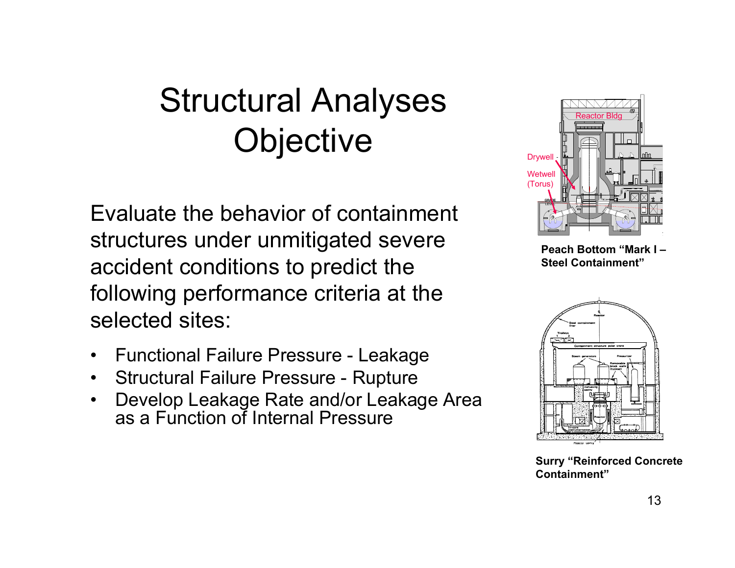# Structural Analyses Objective

Evaluate the behavior of containment structures under unmitigated severe accident conditions to predict the following performance criteria at the selected sites:

- Functional Failure Pressure - Leakage
- Structural Failure Pressure - Rupture
- Develop Leakage Rate and/or Leakage Area as a Function of Internal Pressure

**Peach Bottom "Mark I – Steel Containment"**

**Surry "Reinforced Concrete Containment"**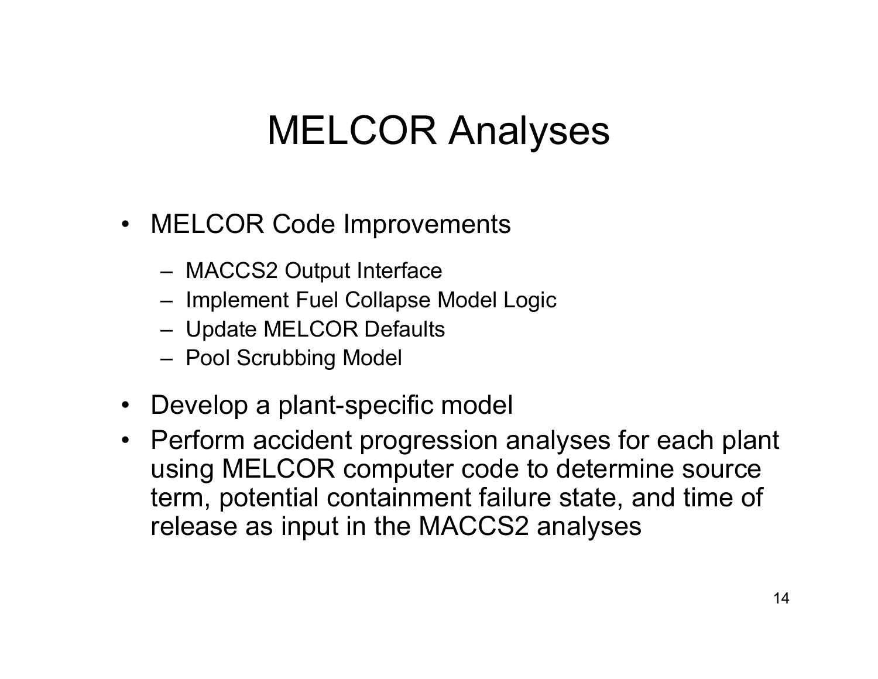# MELCOR Analyses

- MELCOR Code Improvements
  - MACCS2 Output Interface
  - Implement Fuel Collapse Model Logic
  - Update MELCOR Defaults
  - Pool Scrubbing Model
- Develop a plant-specific model
- Perform accident progression analyses for each plant using MELCOR computer code to determine source term, potential containment failure state, and time of release as input in the MACCS2 analyses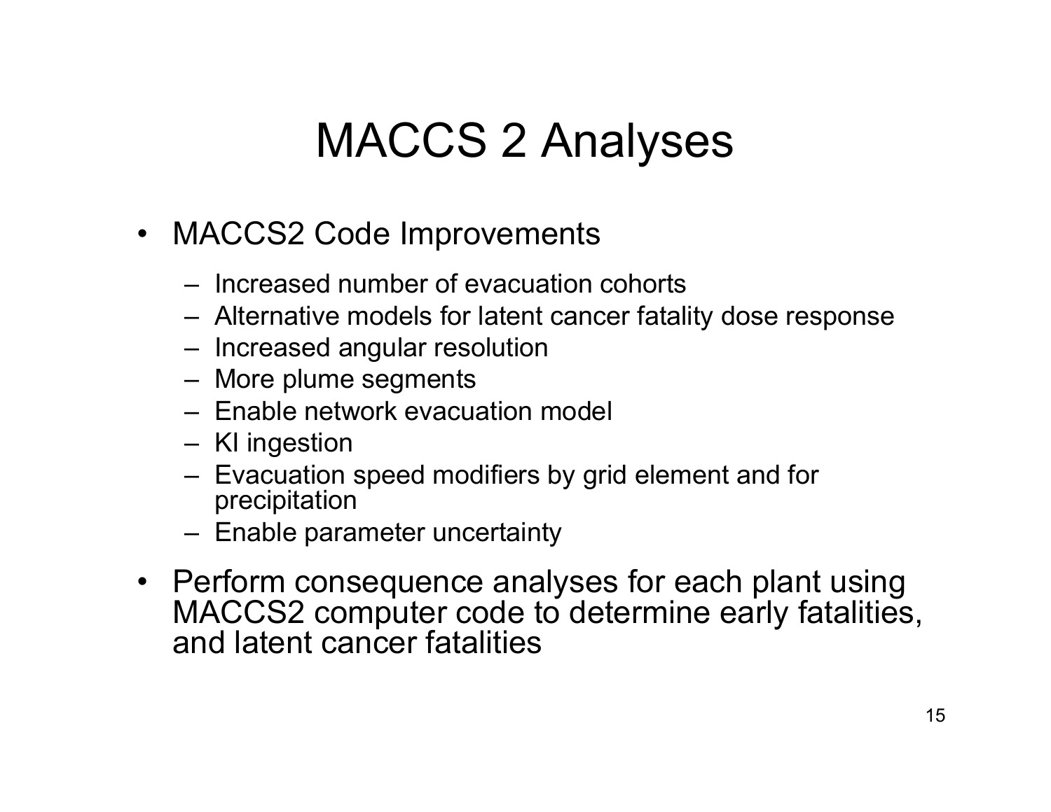# MACCS 2 Analyses

- MACCS2 Code Improvements
  - Increased number of evacuation cohorts
  - Alternative models for latent cancer fatality dose response
  - Increased angular resolution
  - More plume segments
  - Enable network evacuation model
  - KI ingestion
  - Evacuation speed modifiers by grid element and for precipitation
  - Enable parameter uncertainty
- Perform consequence analyses for each plant using MACCS2 computer code to determine early fatalities, and latent cancer fatalities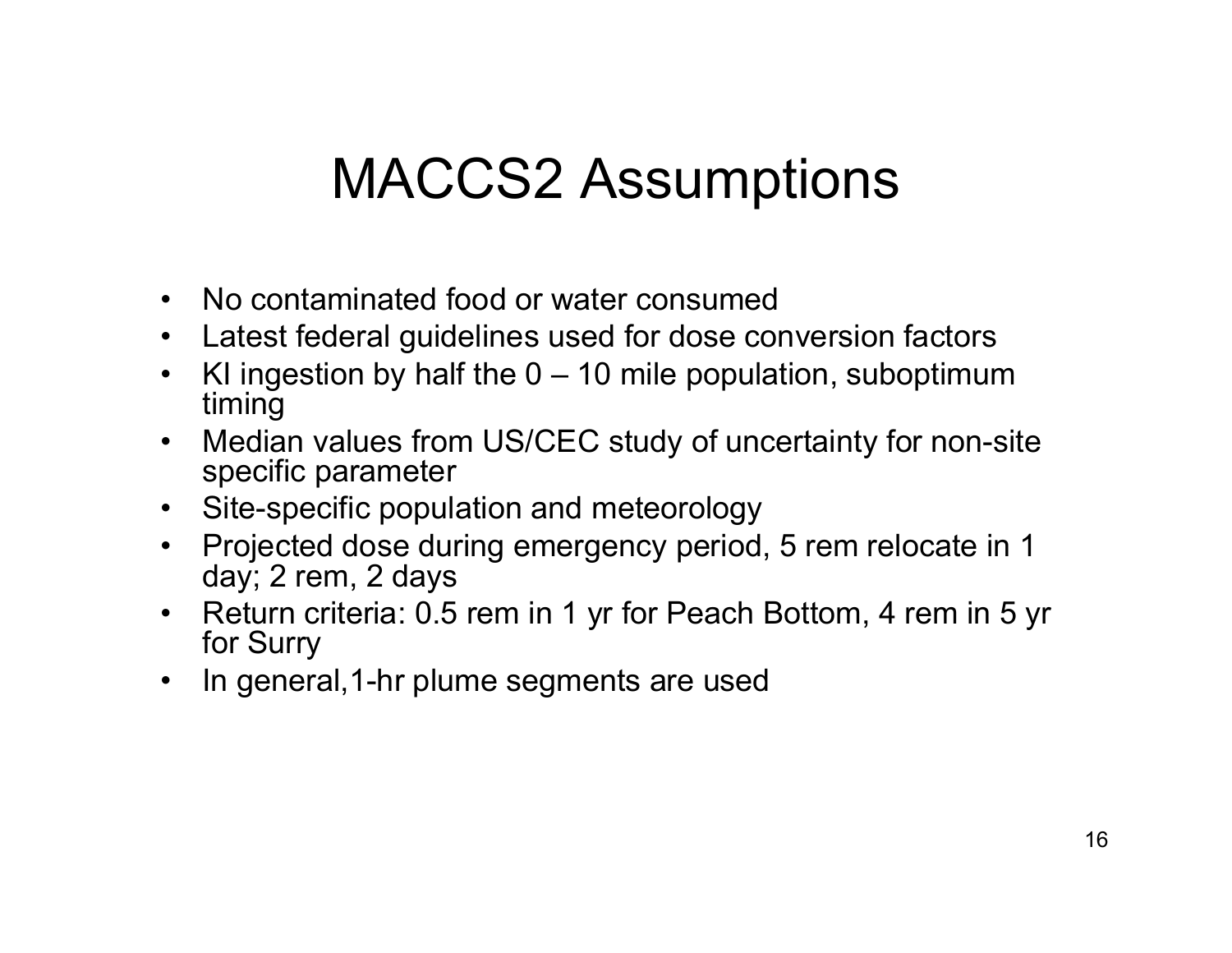# MACCS2 Assumptions

- No contaminated food or water consumed
- Latest federal guidelines used for dose conversion factors
- KI ingestion by half the 0 – 10 mile population, suboptimum timing
- Median values from US/CEC study of uncertainty for non-site specific parameter
- Site-specific population and meteorology
- Projected dose during emergency period, 5 rem relocate in 1 day; 2 rem, 2 days
- Return criteria: 0.5 rem in 1 yr for Peach Bottom, 4 rem in 5 yr for Surry
- In general,1-hr plume segments are used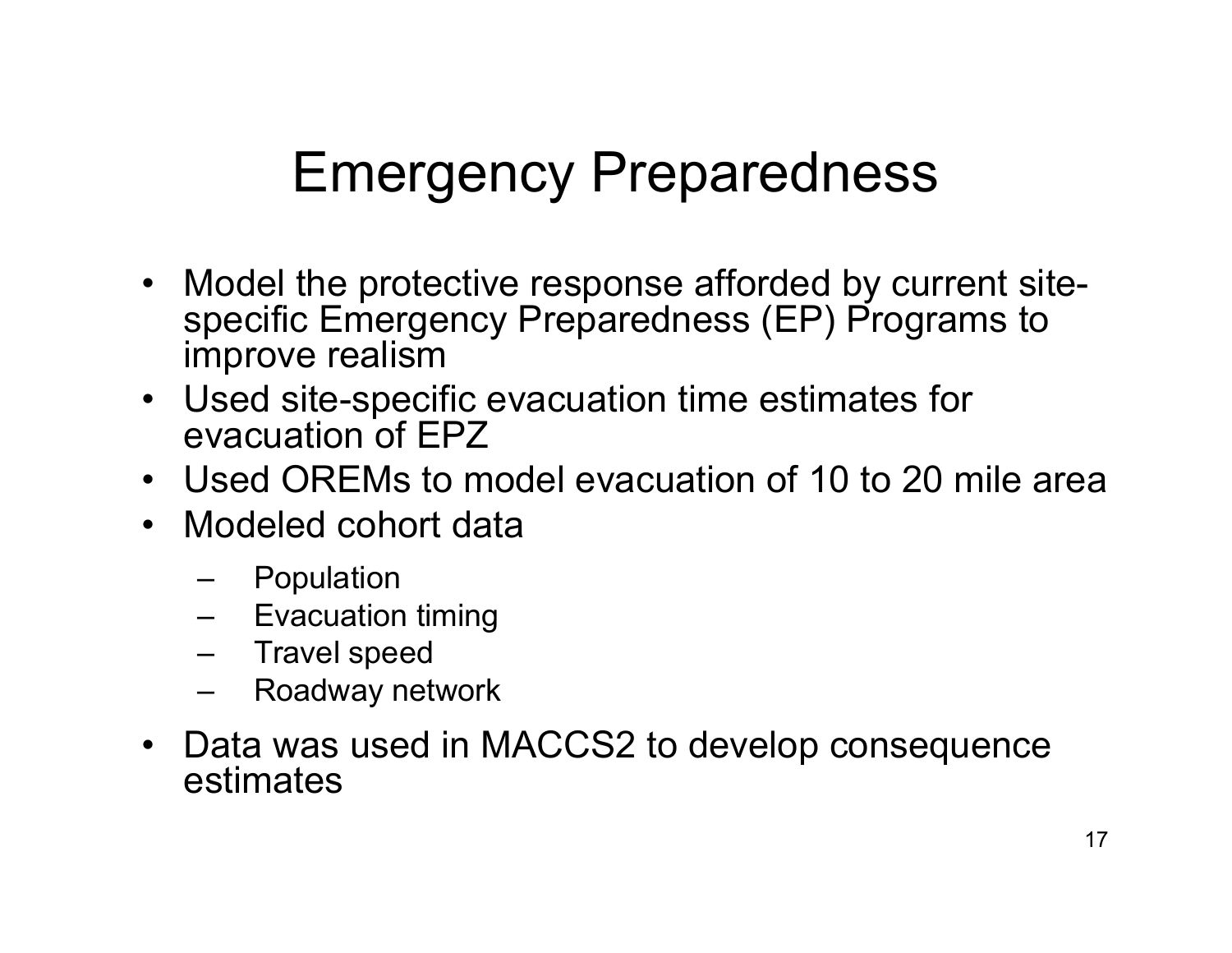# Emergency Preparedness

- Model the protective response afforded by current site-specific Emergency Preparedness (EP) Programs to improve realism
- Used site-specific evacuation time estimates for evacuation of EPZ
- Used OREMs to model evacuation of 10 to 20 mile area
- Modeled cohort data
  - Population
  - Evacuation timing
  - Travel speed
  - Roadway network
- Data was used in MACCS2 to develop consequence estimates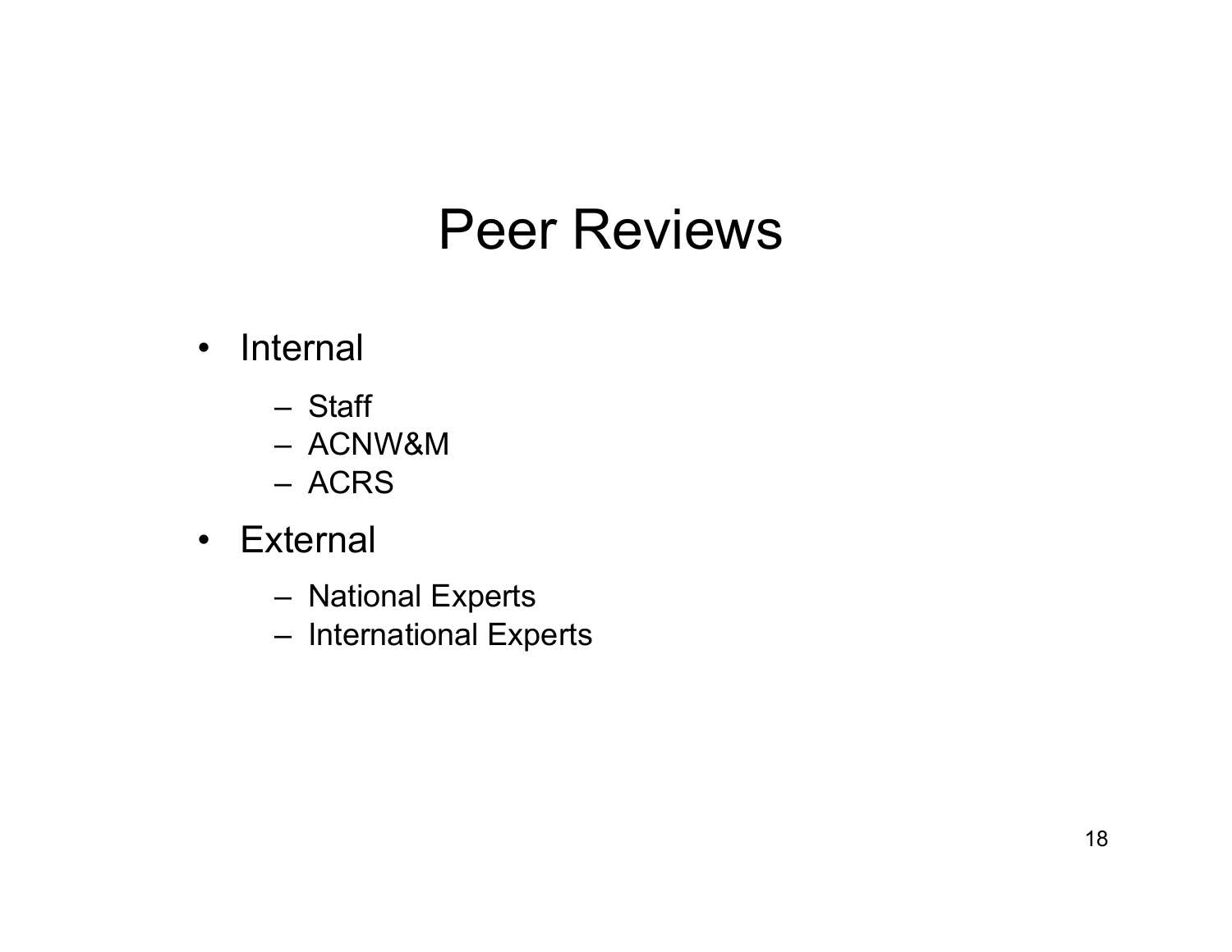# Peer Reviews

- Internal
  - Staff
  - ACNW&M
  - ACRS
- External
  - National Experts
  - International Experts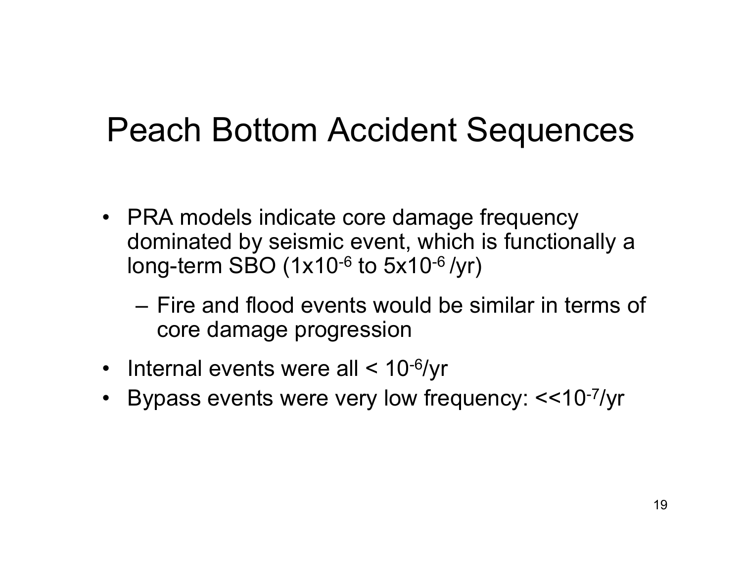# Peach Bottom Accident Sequences

- PRA models indicate core damage frequency dominated by seismic event, which is functionally a long-term SBO ($1 \times 10^{-6}$ to $5 \times 10^{-6}$ /yr)
  - Fire and flood events would be similar in terms of core damage progression
- Internal events were all < $10^{-6}$/yr
- Bypass events were very low frequency: <<$10^{-7}$/yr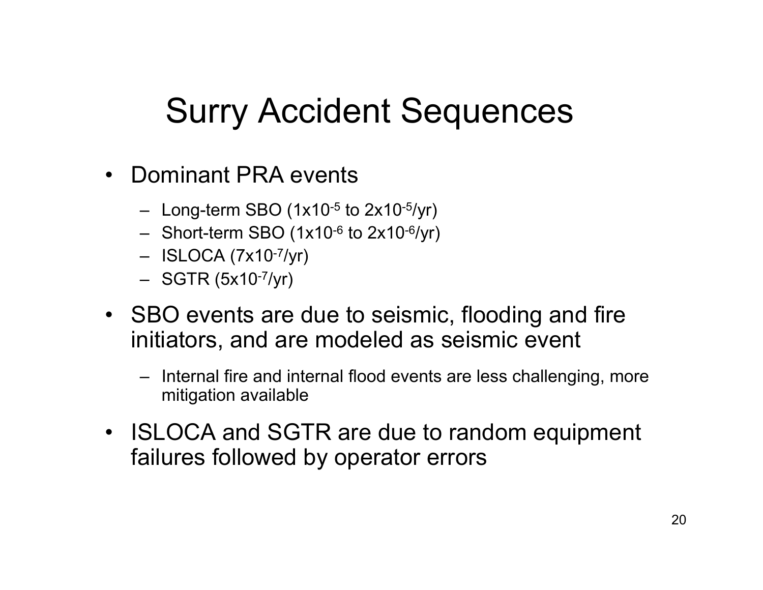# Surry Accident Sequences

- Dominant PRA events
  - Long-term SBO ($1x10^{-5}$ to $2x10^{-5}$/yr)
  - Short-term SBO ($1x10^{-6}$ to $2x10^{-6}$/yr)
  - ISLOCA ($7x10^{-7}$/yr)
  - SGTR ($5x10^{-7}$/yr)
- SBO events are due to seismic, flooding and fire initiators, and are modeled as seismic event
  - Internal fire and internal flood events are less challenging, more mitigation available
- ISLOCA and SGTR are due to random equipment failures followed by operator errors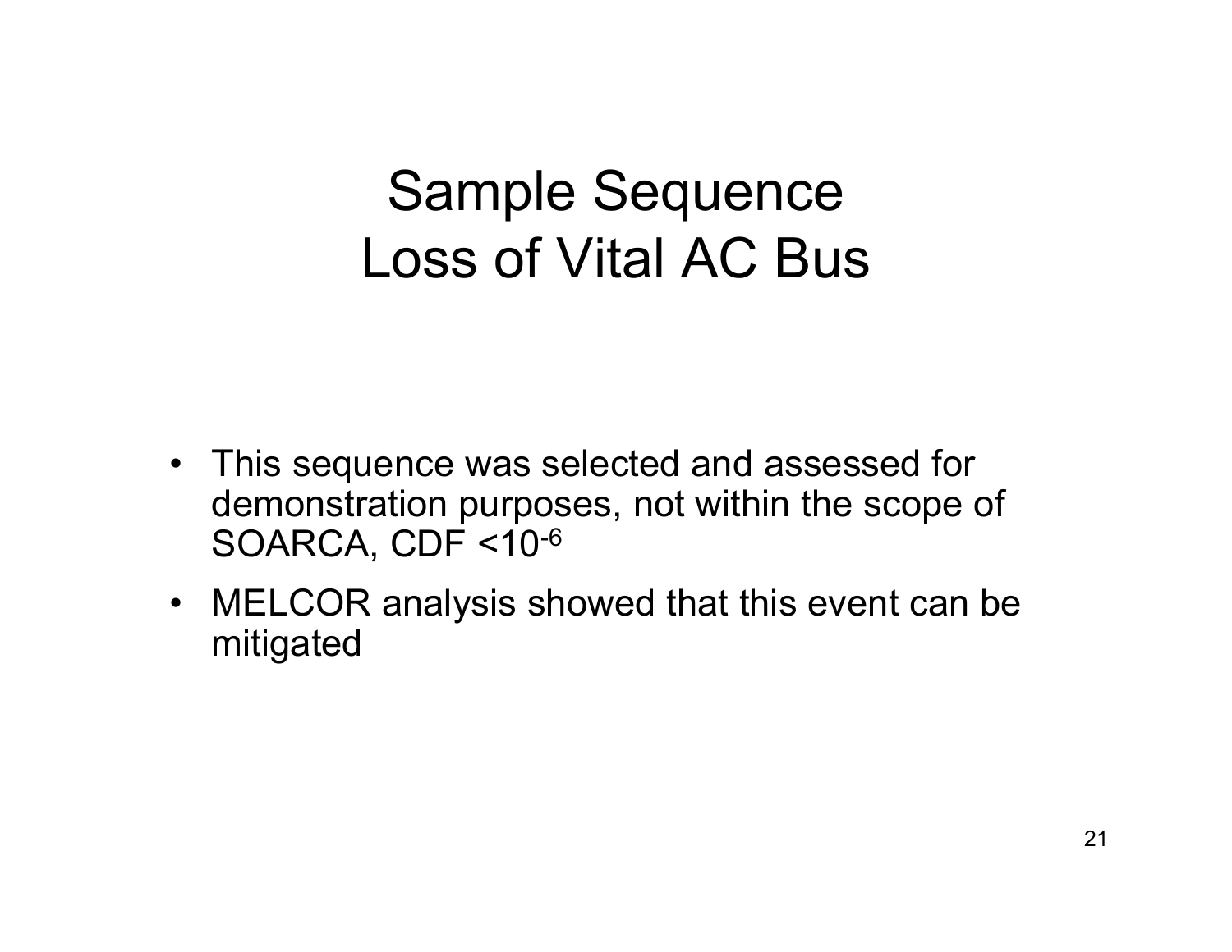# Sample Sequence
# Loss of Vital AC Bus

- This sequence was selected and assessed for demonstration purposes, not within the scope of SOARCA, CDF $<10^{-6}$
- MELCOR analysis showed that this event can be mitigated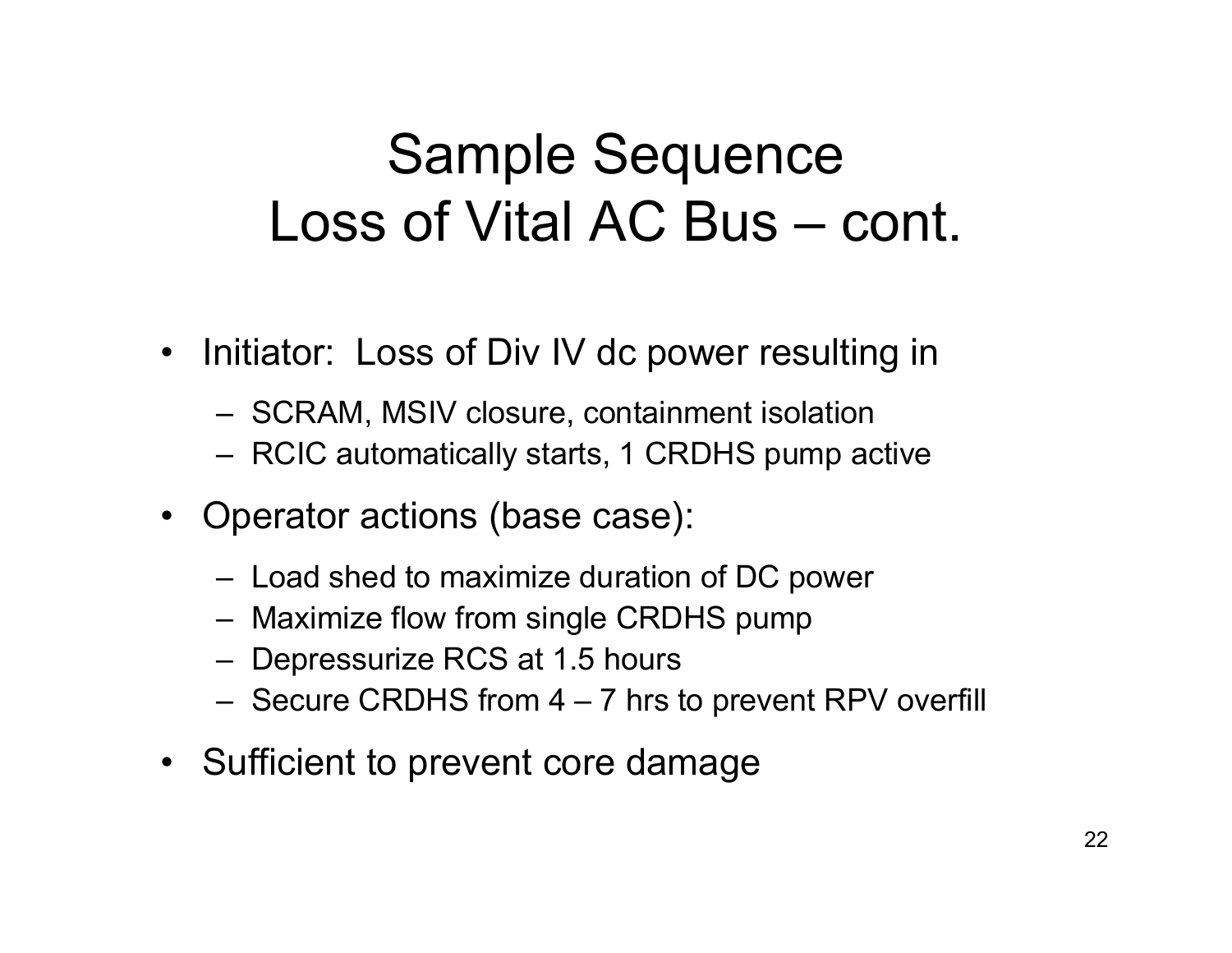# Sample Sequence
# Loss of Vital AC Bus – cont.

- Initiator: Loss of Div IV dc power resulting in
  - SCRAM, MSIV closure, containment isolation
  - RCIC automatically starts, 1 CRDHS pump active
- Operator actions (base case):
  - Load shed to maximize duration of DC power
  - Maximize flow from single CRDHS pump
  - Depressurize RCS at 1.5 hours
  - Secure CRDHS from 4 – 7 hrs to prevent RPV overfill
- Sufficient to prevent core damage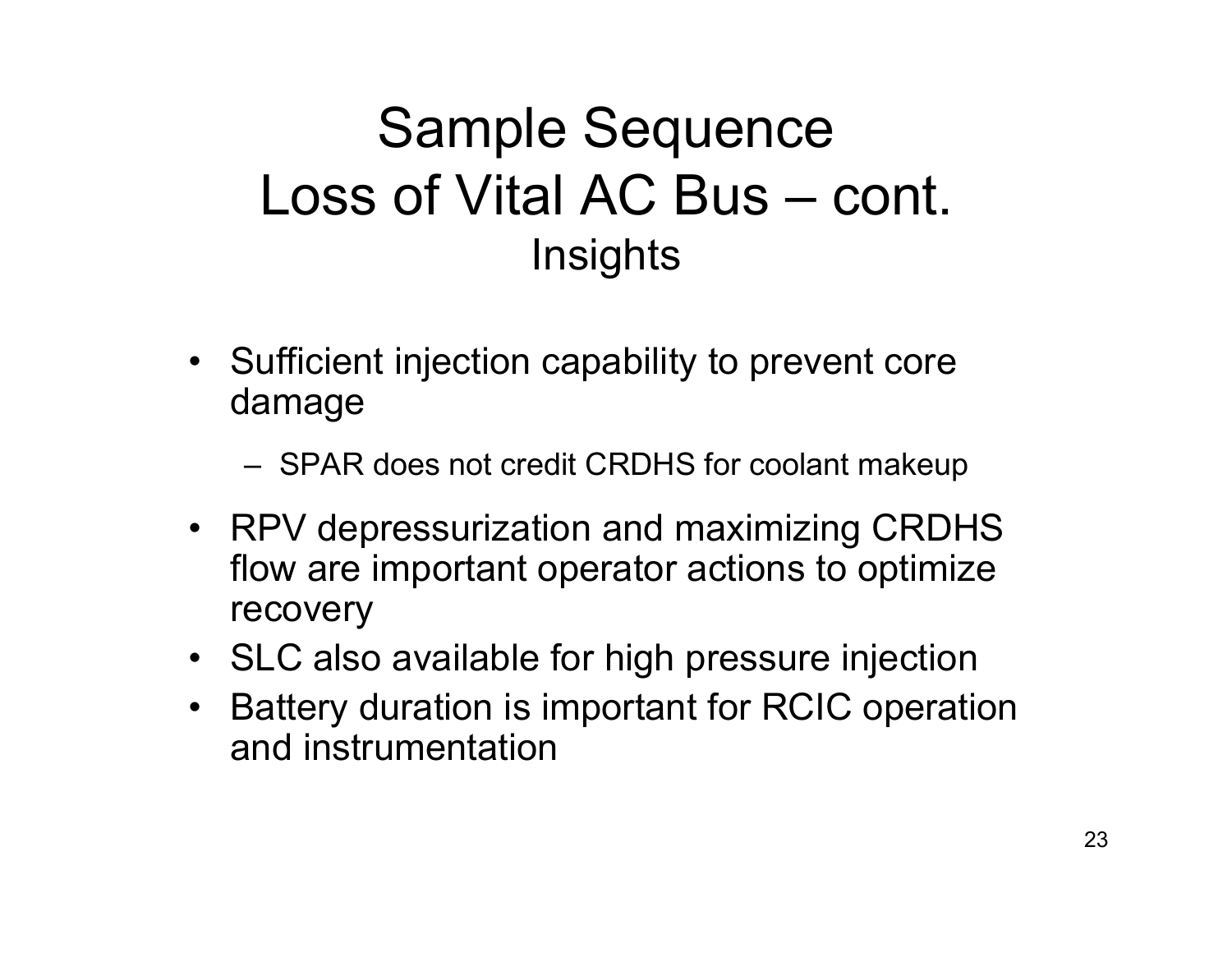# Sample Sequence
# Loss of Vital AC Bus – cont.
## Insights

- Sufficient injection capability to prevent core damage
  - SPAR does not credit CRDHS for coolant makeup
- RPV depressurization and maximizing CRDHS flow are important operator actions to optimize recovery
- SLC also available for high pressure injection
- Battery duration is important for RCIC operation and instrumentation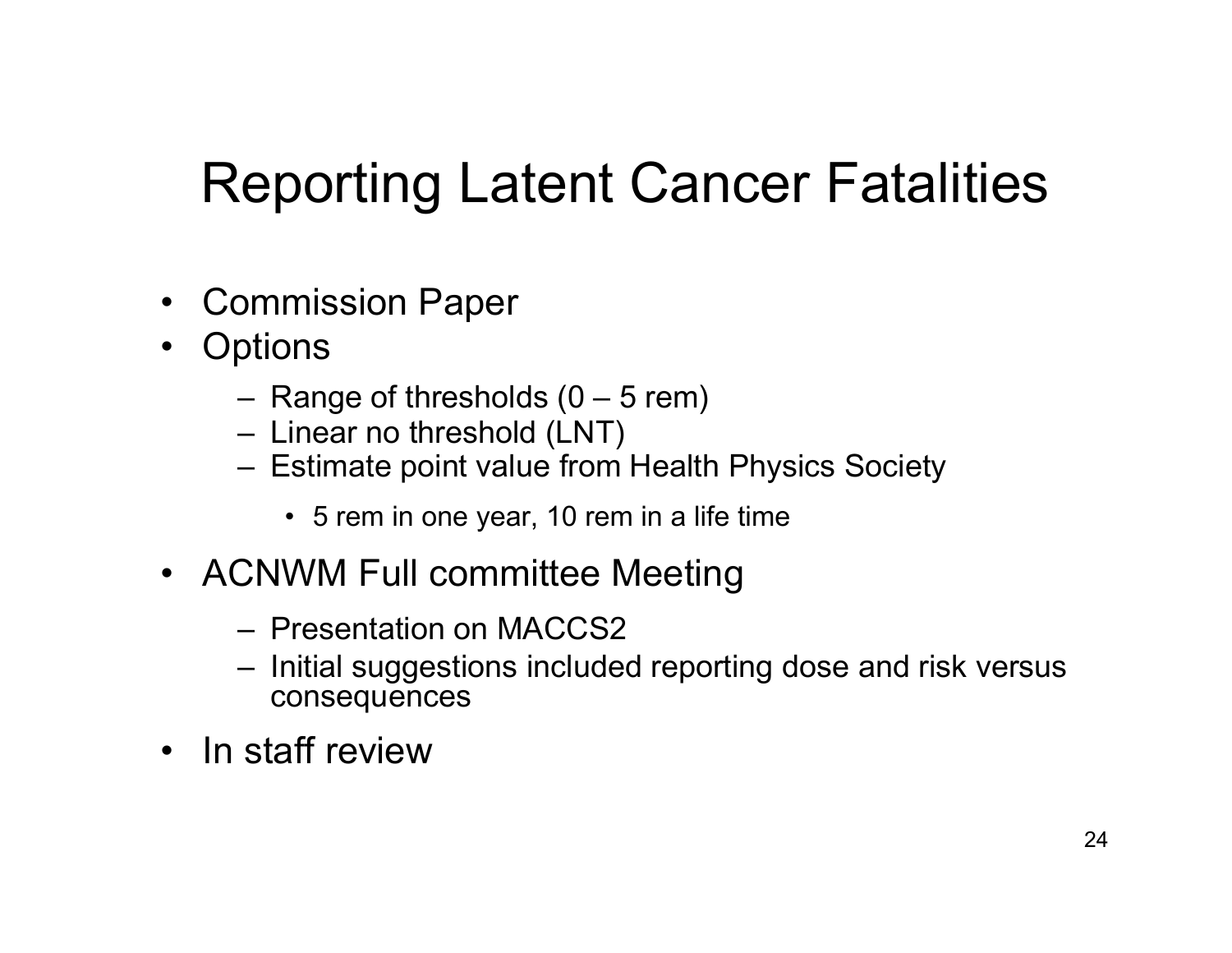# Reporting Latent Cancer Fatalities

- Commission Paper
- Options
  - Range of thresholds (0 – 5 rem)
  - Linear no threshold (LNT)
  - Estimate point value from Health Physics Society
    - 5 rem in one year, 10 rem in a life time
- ACNWM Full committee Meeting
  - Presentation on MACCS2
  - Initial suggestions included reporting dose and risk versus consequences
- In staff review